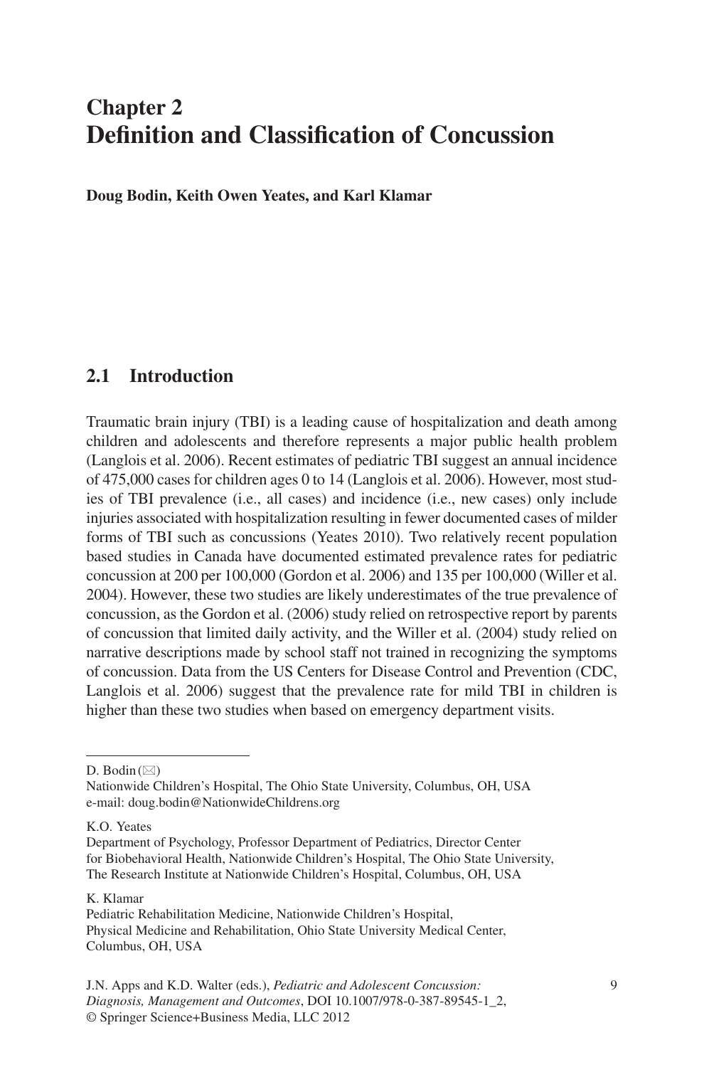# Chapter 2
# Definition and Classification of Concussion

**Doug Bodin, Keith Owen Yeates, and Karl Klamar**

## 2.1 Introduction

Traumatic brain injury (TBI) is a leading cause of hospitalization and death among children and adolescents and therefore represents a major public health problem (Langlois et al. 2006). Recent estimates of pediatric TBI suggest an annual incidence of 475,000 cases for children ages 0 to 14 (Langlois et al. 2006). However, most studies of TBI prevalence (i.e., all cases) and incidence (i.e., new cases) only include injuries associated with hospitalization resulting in fewer documented cases of milder forms of TBI such as concussions (Yeates 2010). Two relatively recent population based studies in Canada have documented estimated prevalence rates for pediatric concussion at 200 per 100,000 (Gordon et al. 2006) and 135 per 100,000 (Willer et al. 2004). However, these two studies are likely underestimates of the true prevalence of concussion, as the Gordon et al. (2006) study relied on retrospective report by parents of concussion that limited daily activity, and the Willer et al. (2004) study relied on narrative descriptions made by school staff not trained in recognizing the symptoms of concussion. Data from the US Centers for Disease Control and Prevention (CDC, Langlois et al. 2006) suggest that the prevalence rate for mild TBI in children is higher than these two studies when based on emergency department visits.

---

D. Bodin (✉)
Nationwide Children's Hospital, The Ohio State University, Columbus, OH, USA
e-mail: doug.bodin@NationwideChildrens.org

K.O. Yeates
Department of Psychology, Professor Department of Pediatrics, Director Center for Biobehavioral Health, Nationwide Children's Hospital, The Ohio State University, The Research Institute at Nationwide Children's Hospital, Columbus, OH, USA

K. Klamar
Pediatric Rehabilitation Medicine, Nationwide Children's Hospital, Physical Medicine and Rehabilitation, Ohio State University Medical Center, Columbus, OH, USA

J.N. Apps and K.D. Walter (eds.), *Pediatric and Adolescent Concussion: Diagnosis, Management and Outcomes*, DOI 10.1007/978-0-387-89545-1_2, © Springer Science+Business Media, LLC 2012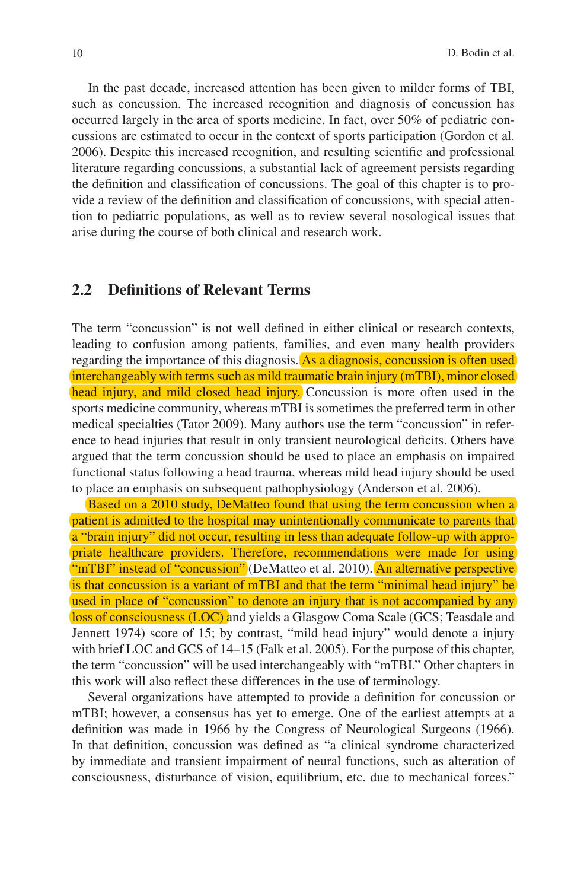In the past decade, increased attention has been given to milder forms of TBI, such as concussion. The increased recognition and diagnosis of concussion has occurred largely in the area of sports medicine. In fact, over 50% of pediatric concussions are estimated to occur in the context of sports participation (Gordon et al. 2006). Despite this increased recognition, and resulting scientific and professional literature regarding concussions, a substantial lack of agreement persists regarding the definition and classification of concussions. The goal of this chapter is to provide a review of the definition and classification of concussions, with special attention to pediatric populations, as well as to review several nosological issues that arise during the course of both clinical and research work.

## 2.2 Definitions of Relevant Terms

The term "concussion" is not well defined in either clinical or research contexts, leading to confusion among patients, families, and even many health providers regarding the importance of this diagnosis. As a diagnosis, concussion is often used interchangeably with terms such as mild traumatic brain injury (mTBI), minor closed head injury, and mild closed head injury. Concussion is more often used in the sports medicine community, whereas mTBI is sometimes the preferred term in other medical specialties (Tator 2009). Many authors use the term "concussion" in reference to head injuries that result in only transient neurological deficits. Others have argued that the term concussion should be used to place an emphasis on impaired functional status following a head trauma, whereas mild head injury should be used to place an emphasis on subsequent pathophysiology (Anderson et al. 2006).

Based on a 2010 study, DeMatteo found that using the term concussion when a patient is admitted to the hospital may unintentionally communicate to parents that a "brain injury" did not occur, resulting in less than adequate follow-up with appropriate healthcare providers. Therefore, recommendations were made for using "mTBI" instead of "concussion" (DeMatteo et al. 2010). An alternative perspective is that concussion is a variant of mTBI and that the term "minimal head injury" be used in place of "concussion" to denote an injury that is not accompanied by any loss of consciousness (LOC) and yields a Glasgow Coma Scale (GCS; Teasdale and Jennett 1974) score of 15; by contrast, "mild head injury" would denote a injury with brief LOC and GCS of 14–15 (Falk et al. 2005). For the purpose of this chapter, the term "concussion" will be used interchangeably with "mTBI." Other chapters in this work will also reflect these differences in the use of terminology.

Several organizations have attempted to provide a definition for concussion or mTBI; however, a consensus has yet to emerge. One of the earliest attempts at a definition was made in 1966 by the Congress of Neurological Surgeons (1966). In that definition, concussion was defined as "a clinical syndrome characterized by immediate and transient impairment of neural functions, such as alteration of consciousness, disturbance of vision, equilibrium, etc. due to mechanical forces."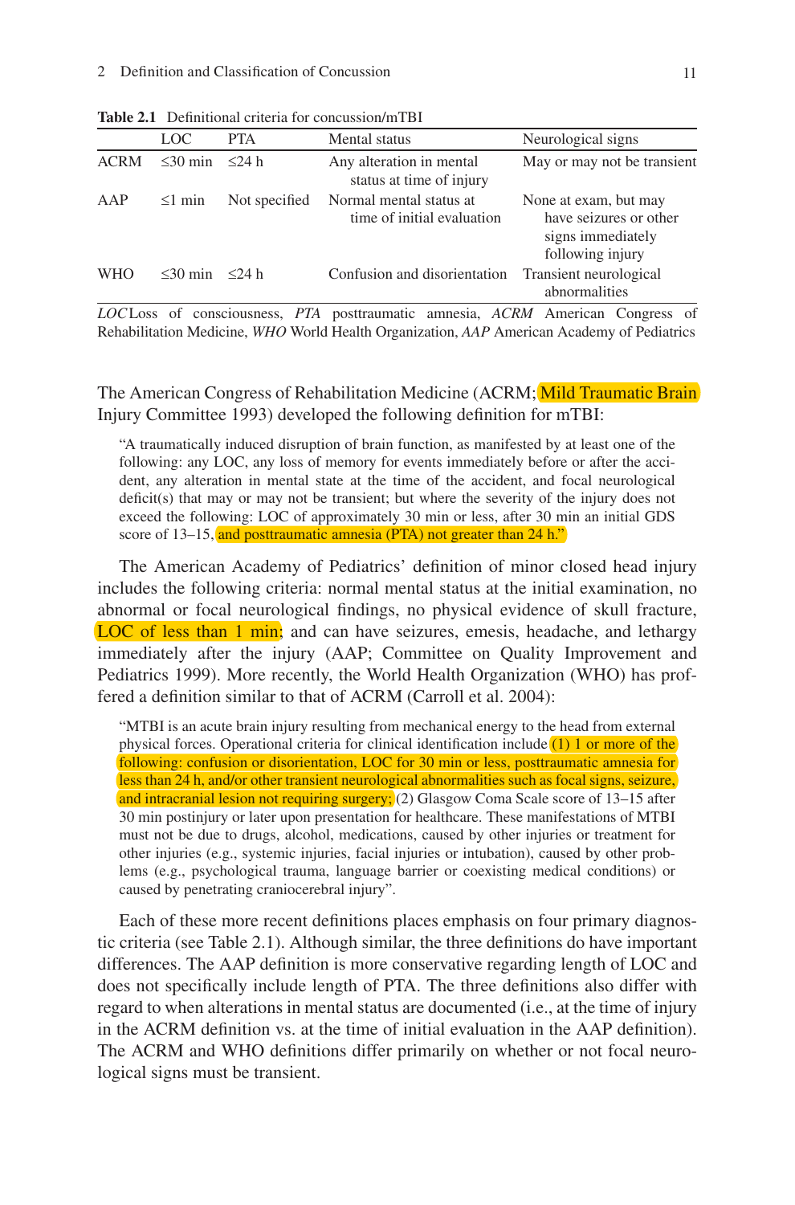**Table 2.1** Definitional criteria for concussion/mTBI

| | LOC | PTA | Mental status | Neurological signs |
|---|---|---|---|---|
| ACRM | ≤30 min | ≤24 h | Any alteration in mental status at time of injury | May or may not be transient |
| AAP | ≤1 min | Not specified | Normal mental status at time of initial evaluation | None at exam, but may have seizures or other signs immediately following injury |
| WHO | ≤30 min | ≤24 h | Confusion and disorientation | Transient neurological abnormalities |

*LOC* Loss of consciousness, *PTA* posttraumatic amnesia, *ACRM* American Congress of Rehabilitation Medicine, *WHO* World Health Organization, *AAP* American Academy of Pediatrics

The American Congress of Rehabilitation Medicine (ACRM; Mild Traumatic Brain Injury Committee 1993) developed the following definition for mTBI:

> "A traumatically induced disruption of brain function, as manifested by at least one of the following: any LOC, any loss of memory for events immediately before or after the accident, any alteration in mental state at the time of the accident, and focal neurological deficit(s) that may or may not be transient; but where the severity of the injury does not exceed the following: LOC of approximately 30 min or less, after 30 min an initial GDS score of 13–15, and posttraumatic amnesia (PTA) not greater than 24 h."

The American Academy of Pediatrics' definition of minor closed head injury includes the following criteria: normal mental status at the initial examination, no abnormal or focal neurological findings, no physical evidence of skull fracture, LOC of less than 1 min; and can have seizures, emesis, headache, and lethargy immediately after the injury (AAP; Committee on Quality Improvement and Pediatrics 1999). More recently, the World Health Organization (WHO) has proffered a definition similar to that of ACRM (Carroll et al. 2004):

> "MTBI is an acute brain injury resulting from mechanical energy to the head from external physical forces. Operational criteria for clinical identification include (1) 1 or more of the following: confusion or disorientation, LOC for 30 min or less, posttraumatic amnesia for less than 24 h, and/or other transient neurological abnormalities such as focal signs, seizure, and intracranial lesion not requiring surgery; (2) Glasgow Coma Scale score of 13–15 after 30 min postinjury or later upon presentation for healthcare. These manifestations of MTBI must not be due to drugs, alcohol, medications, caused by other injuries or treatment for other injuries (e.g., systemic injuries, facial injuries or intubation), caused by other problems (e.g., psychological trauma, language barrier or coexisting medical conditions) or caused by penetrating craniocerebral injury".

Each of these more recent definitions places emphasis on four primary diagnostic criteria (see Table 2.1). Although similar, the three definitions do have important differences. The AAP definition is more conservative regarding length of LOC and does not specifically include length of PTA. The three definitions also differ with regard to when alterations in mental status are documented (i.e., at the time of injury in the ACRM definition vs. at the time of initial evaluation in the AAP definition). The ACRM and WHO definitions differ primarily on whether or not focal neurological signs must be transient.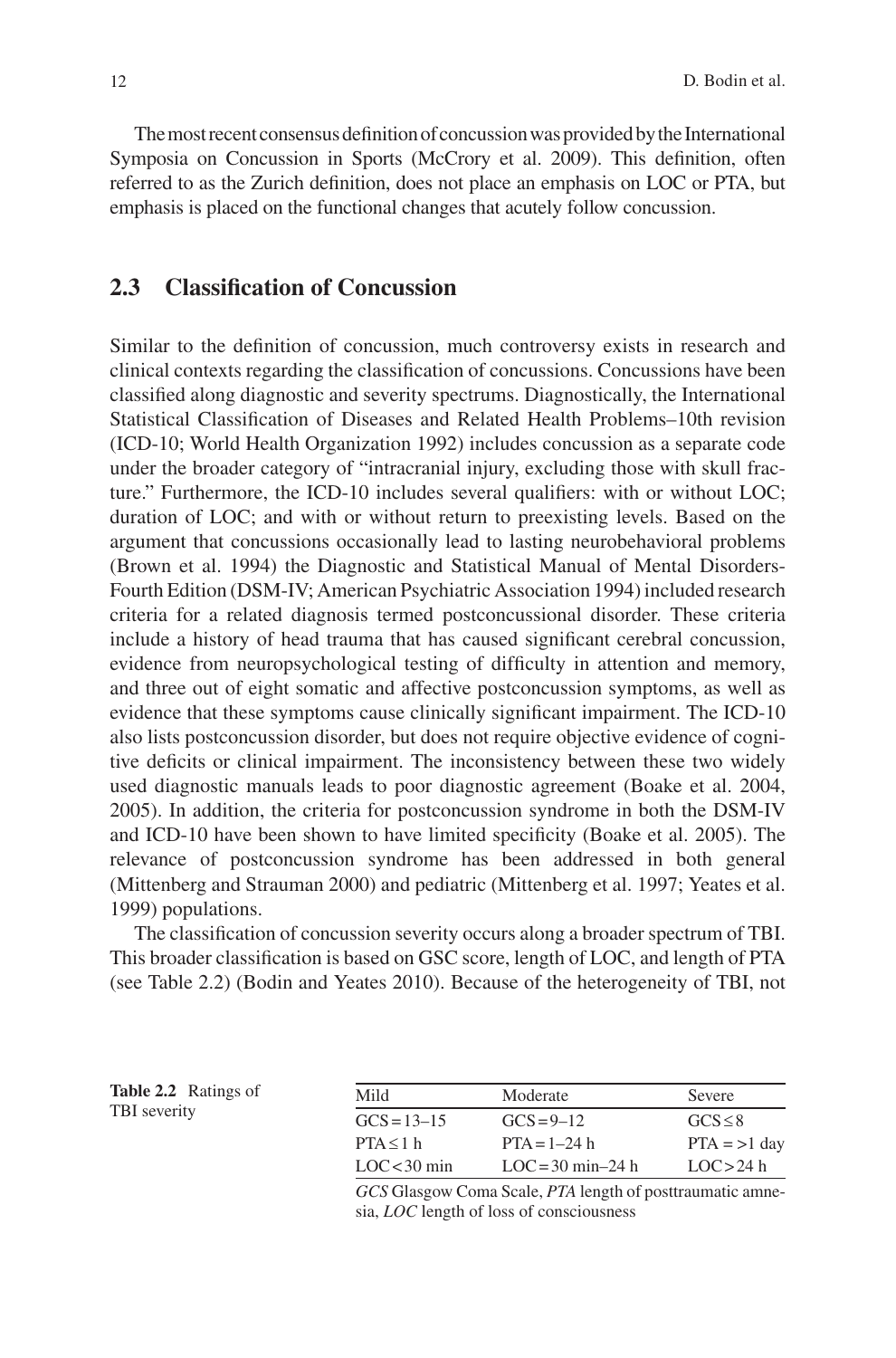The most recent consensus definition of concussion was provided by the International Symposia on Concussion in Sports (McCrory et al. 2009). This definition, often referred to as the Zurich definition, does not place an emphasis on LOC or PTA, but emphasis is placed on the functional changes that acutely follow concussion.

## 2.3 Classification of Concussion

Similar to the definition of concussion, much controversy exists in research and clinical contexts regarding the classification of concussions. Concussions have been classified along diagnostic and severity spectrums. Diagnostically, the International Statistical Classification of Diseases and Related Health Problems–10th revision (ICD-10; World Health Organization 1992) includes concussion as a separate code under the broader category of "intracranial injury, excluding those with skull fracture." Furthermore, the ICD-10 includes several qualifiers: with or without LOC; duration of LOC; and with or without return to preexisting levels. Based on the argument that concussions occasionally lead to lasting neurobehavioral problems (Brown et al. 1994) the Diagnostic and Statistical Manual of Mental Disorders-Fourth Edition (DSM-IV; American Psychiatric Association 1994) included research criteria for a related diagnosis termed postconcussional disorder. These criteria include a history of head trauma that has caused significant cerebral concussion, evidence from neuropsychological testing of difficulty in attention and memory, and three out of eight somatic and affective postconcussion symptoms, as well as evidence that these symptoms cause clinically significant impairment. The ICD-10 also lists postconcussion disorder, but does not require objective evidence of cognitive deficits or clinical impairment. The inconsistency between these two widely used diagnostic manuals leads to poor diagnostic agreement (Boake et al. 2004, 2005). In addition, the criteria for postconcussion syndrome in both the DSM-IV and ICD-10 have been shown to have limited specificity (Boake et al. 2005). The relevance of postconcussion syndrome has been addressed in both general (Mittenberg and Strauman 2000) and pediatric (Mittenberg et al. 1997; Yeates et al. 1999) populations.

The classification of concussion severity occurs along a broader spectrum of TBI. This broader classification is based on GSC score, length of LOC, and length of PTA (see Table 2.2) (Bodin and Yeates 2010). Because of the heterogeneity of TBI, not

**Table 2.2** Ratings of TBI severity

| Mild | Moderate | Severe |
|---|---|---|
| GCS = 13–15 | GCS = 9–12 | GCS ≤ 8 |
| PTA ≤ 1 h | PTA = 1–24 h | PTA = >1 day |
| LOC < 30 min | LOC = 30 min–24 h | LOC > 24 h |

*GCS* Glasgow Coma Scale, *PTA* length of posttraumatic amnesia, *LOC* length of loss of consciousness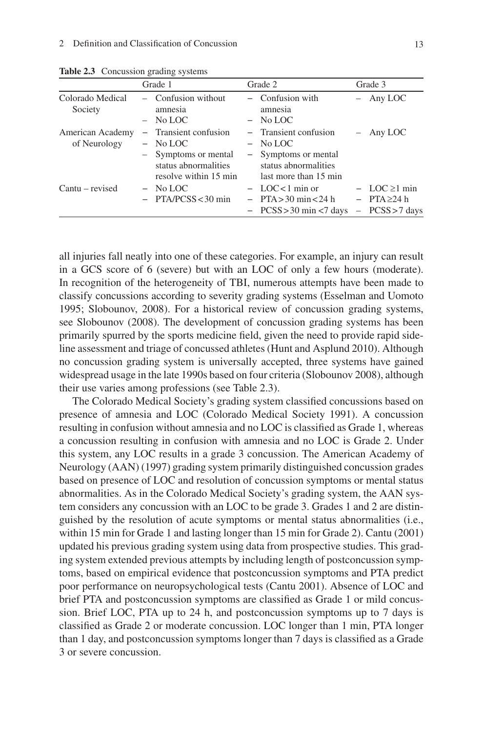**Table 2.3** Concussion grading systems

| | Grade 1 | Grade 2 | Grade 3 |
|---|---|---|---|
| Colorado Medical Society | – Confusion without amnesia<br>– No LOC | – Confusion with amnesia<br>– No LOC | – Any LOC |
| American Academy of Neurology | – Transient confusion<br>– No LOC<br>– Symptoms or mental status abnormalities resolve within 15 min | – Transient confusion<br>– No LOC<br>– Symptoms or mental status abnormalities last more than 15 min | – Any LOC |
| Cantu – revised | – No LOC<br>– PTA/PCSS < 30 min | – LOC < 1 min or<br>– PTA > 30 min < 24 h<br>– PCSS > 30 min < 7 days | – LOC ≥1 min<br>– PTA ≥24 h<br>– PCSS > 7 days |

all injuries fall neatly into one of these categories. For example, an injury can result in a GCS score of 6 (severe) but with an LOC of only a few hours (moderate). In recognition of the heterogeneity of TBI, numerous attempts have been made to classify concussions according to severity grading systems (Esselman and Uomoto 1995; Slobounov, 2008). For a historical review of concussion grading systems, see Slobounov (2008). The development of concussion grading systems has been primarily spurred by the sports medicine field, given the need to provide rapid sideline assessment and triage of concussed athletes (Hunt and Asplund 2010). Although no concussion grading system is universally accepted, three systems have gained widespread usage in the late 1990s based on four criteria (Slobounov 2008), although their use varies among professions (see Table 2.3).

The Colorado Medical Society's grading system classified concussions based on presence of amnesia and LOC (Colorado Medical Society 1991). A concussion resulting in confusion without amnesia and no LOC is classified as Grade 1, whereas a concussion resulting in confusion with amnesia and no LOC is Grade 2. Under this system, any LOC results in a grade 3 concussion. The American Academy of Neurology (AAN) (1997) grading system primarily distinguished concussion grades based on presence of LOC and resolution of concussion symptoms or mental status abnormalities. As in the Colorado Medical Society's grading system, the AAN system considers any concussion with an LOC to be grade 3. Grades 1 and 2 are distinguished by the resolution of acute symptoms or mental status abnormalities (i.e., within 15 min for Grade 1 and lasting longer than 15 min for Grade 2). Cantu (2001) updated his previous grading system using data from prospective studies. This grading system extended previous attempts by including length of postconcussion symptoms, based on empirical evidence that postconcussion symptoms and PTA predict poor performance on neuropsychological tests (Cantu 2001). Absence of LOC and brief PTA and postconcussion symptoms are classified as Grade 1 or mild concussion. Brief LOC, PTA up to 24 h, and postconcussion symptoms up to 7 days is classified as Grade 2 or moderate concussion. LOC longer than 1 min, PTA longer than 1 day, and postconcussion symptoms longer than 7 days is classified as a Grade 3 or severe concussion.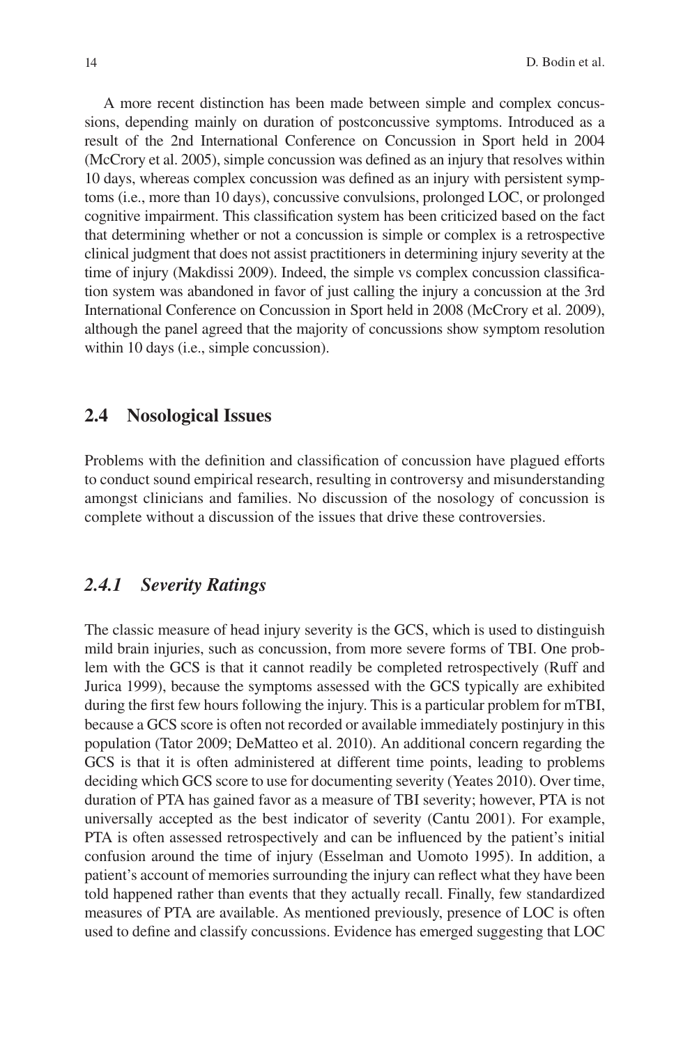A more recent distinction has been made between simple and complex concussions, depending mainly on duration of postconcussive symptoms. Introduced as a result of the 2nd International Conference on Concussion in Sport held in 2004 (McCrory et al. 2005), simple concussion was defined as an injury that resolves within 10 days, whereas complex concussion was defined as an injury with persistent symptoms (i.e., more than 10 days), concussive convulsions, prolonged LOC, or prolonged cognitive impairment. This classification system has been criticized based on the fact that determining whether or not a concussion is simple or complex is a retrospective clinical judgment that does not assist practitioners in determining injury severity at the time of injury (Makdissi 2009). Indeed, the simple vs complex concussion classification system was abandoned in favor of just calling the injury a concussion at the 3rd International Conference on Concussion in Sport held in 2008 (McCrory et al. 2009), although the panel agreed that the majority of concussions show symptom resolution within 10 days (i.e., simple concussion).

## 2.4 Nosological Issues

Problems with the definition and classification of concussion have plagued efforts to conduct sound empirical research, resulting in controversy and misunderstanding amongst clinicians and families. No discussion of the nosology of concussion is complete without a discussion of the issues that drive these controversies.

### *2.4.1 Severity Ratings*

The classic measure of head injury severity is the GCS, which is used to distinguish mild brain injuries, such as concussion, from more severe forms of TBI. One problem with the GCS is that it cannot readily be completed retrospectively (Ruff and Jurica 1999), because the symptoms assessed with the GCS typically are exhibited during the first few hours following the injury. This is a particular problem for mTBI, because a GCS score is often not recorded or available immediately postinjury in this population (Tator 2009; DeMatteo et al. 2010). An additional concern regarding the GCS is that it is often administered at different time points, leading to problems deciding which GCS score to use for documenting severity (Yeates 2010). Over time, duration of PTA has gained favor as a measure of TBI severity; however, PTA is not universally accepted as the best indicator of severity (Cantu 2001). For example, PTA is often assessed retrospectively and can be influenced by the patient's initial confusion around the time of injury (Esselman and Uomoto 1995). In addition, a patient's account of memories surrounding the injury can reflect what they have been told happened rather than events that they actually recall. Finally, few standardized measures of PTA are available. As mentioned previously, presence of LOC is often used to define and classify concussions. Evidence has emerged suggesting that LOC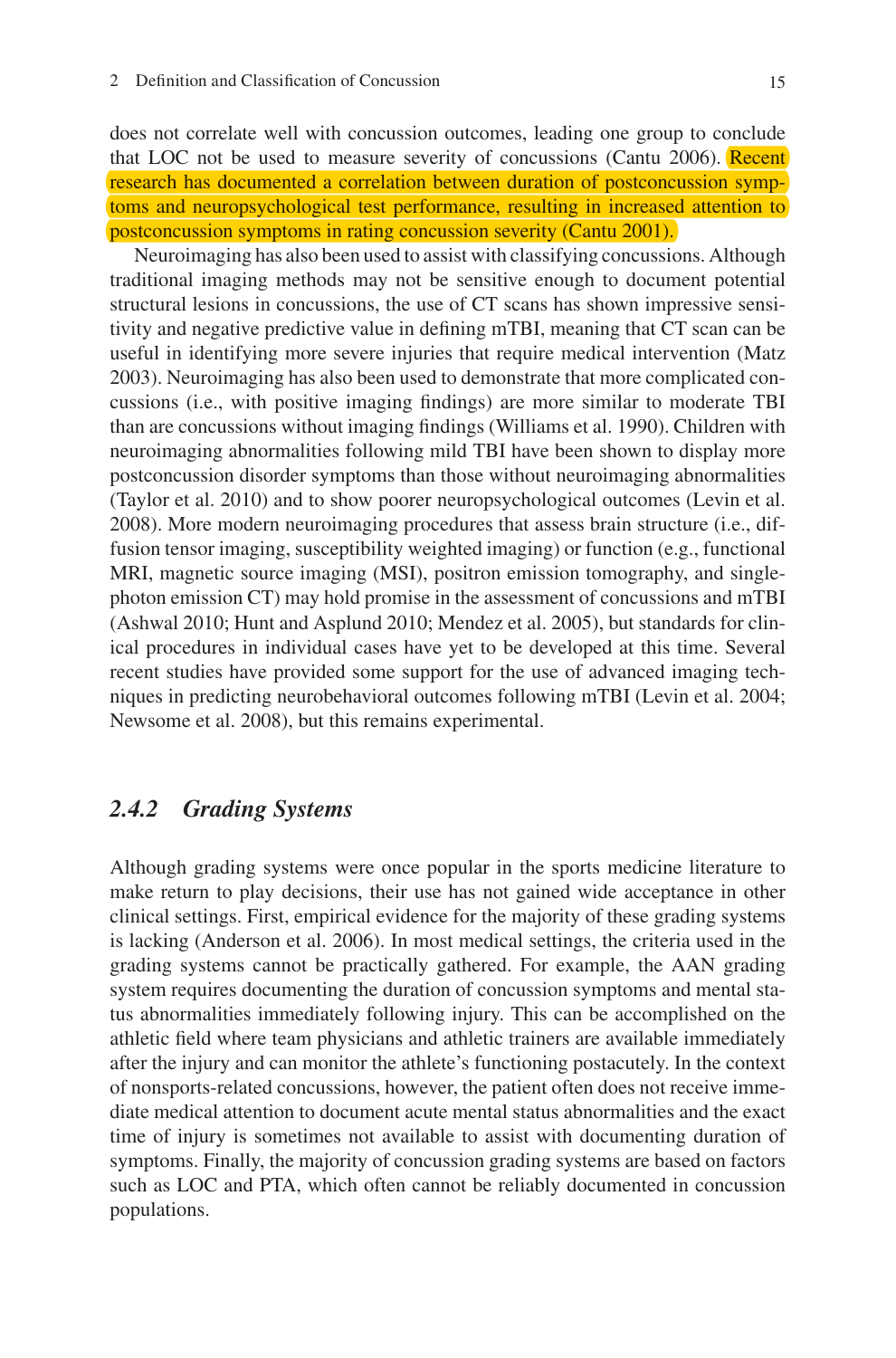does not correlate well with concussion outcomes, leading one group to conclude that LOC not be used to measure severity of concussions (Cantu 2006). Recent research has documented a correlation between duration of postconcussion symptoms and neuropsychological test performance, resulting in increased attention to postconcussion symptoms in rating concussion severity (Cantu 2001).

Neuroimaging has also been used to assist with classifying concussions. Although traditional imaging methods may not be sensitive enough to document potential structural lesions in concussions, the use of CT scans has shown impressive sensitivity and negative predictive value in defining mTBI, meaning that CT scan can be useful in identifying more severe injuries that require medical intervention (Matz 2003). Neuroimaging has also been used to demonstrate that more complicated concussions (i.e., with positive imaging findings) are more similar to moderate TBI than are concussions without imaging findings (Williams et al. 1990). Children with neuroimaging abnormalities following mild TBI have been shown to display more postconcussion disorder symptoms than those without neuroimaging abnormalities (Taylor et al. 2010) and to show poorer neuropsychological outcomes (Levin et al. 2008). More modern neuroimaging procedures that assess brain structure (i.e., diffusion tensor imaging, susceptibility weighted imaging) or function (e.g., functional MRI, magnetic source imaging (MSI), positron emission tomography, and single-photon emission CT) may hold promise in the assessment of concussions and mTBI (Ashwal 2010; Hunt and Asplund 2010; Mendez et al. 2005), but standards for clinical procedures in individual cases have yet to be developed at this time. Several recent studies have provided some support for the use of advanced imaging techniques in predicting neurobehavioral outcomes following mTBI (Levin et al. 2004; Newsome et al. 2008), but this remains experimental.

### *2.4.2 Grading Systems*

Although grading systems were once popular in the sports medicine literature to make return to play decisions, their use has not gained wide acceptance in other clinical settings. First, empirical evidence for the majority of these grading systems is lacking (Anderson et al. 2006). In most medical settings, the criteria used in the grading systems cannot be practically gathered. For example, the AAN grading system requires documenting the duration of concussion symptoms and mental status abnormalities immediately following injury. This can be accomplished on the athletic field where team physicians and athletic trainers are available immediately after the injury and can monitor the athlete's functioning postacutely. In the context of nonsports-related concussions, however, the patient often does not receive immediate medical attention to document acute mental status abnormalities and the exact time of injury is sometimes not available to assist with documenting duration of symptoms. Finally, the majority of concussion grading systems are based on factors such as LOC and PTA, which often cannot be reliably documented in concussion populations.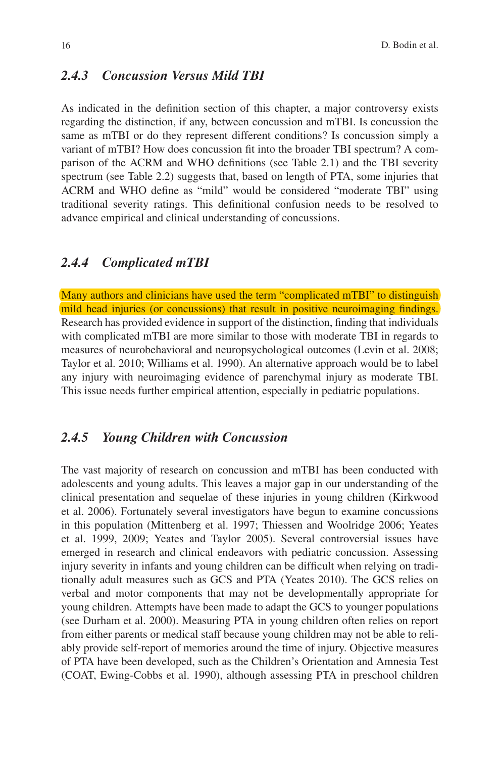### *2.4.3 Concussion Versus Mild TBI*

As indicated in the definition section of this chapter, a major controversy exists regarding the distinction, if any, between concussion and mTBI. Is concussion the same as mTBI or do they represent different conditions? Is concussion simply a variant of mTBI? How does concussion fit into the broader TBI spectrum? A comparison of the ACRM and WHO definitions (see Table 2.1) and the TBI severity spectrum (see Table 2.2) suggests that, based on length of PTA, some injuries that ACRM and WHO define as "mild" would be considered "moderate TBI" using traditional severity ratings. This definitional confusion needs to be resolved to advance empirical and clinical understanding of concussions.

### *2.4.4 Complicated mTBI*

Many authors and clinicians have used the term "complicated mTBI" to distinguish mild head injuries (or concussions) that result in positive neuroimaging findings. Research has provided evidence in support of the distinction, finding that individuals with complicated mTBI are more similar to those with moderate TBI in regards to measures of neurobehavioral and neuropsychological outcomes (Levin et al. 2008; Taylor et al. 2010; Williams et al. 1990). An alternative approach would be to label any injury with neuroimaging evidence of parenchymal injury as moderate TBI. This issue needs further empirical attention, especially in pediatric populations.

### *2.4.5 Young Children with Concussion*

The vast majority of research on concussion and mTBI has been conducted with adolescents and young adults. This leaves a major gap in our understanding of the clinical presentation and sequelae of these injuries in young children (Kirkwood et al. 2006). Fortunately several investigators have begun to examine concussions in this population (Mittenberg et al. 1997; Thiessen and Woolridge 2006; Yeates et al. 1999, 2009; Yeates and Taylor 2005). Several controversial issues have emerged in research and clinical endeavors with pediatric concussion. Assessing injury severity in infants and young children can be difficult when relying on traditionally adult measures such as GCS and PTA (Yeates 2010). The GCS relies on verbal and motor components that may not be developmentally appropriate for young children. Attempts have been made to adapt the GCS to younger populations (see Durham et al. 2000). Measuring PTA in young children often relies on report from either parents or medical staff because young children may not be able to reliably provide self-report of memories around the time of injury. Objective measures of PTA have been developed, such as the Children's Orientation and Amnesia Test (COAT, Ewing-Cobbs et al. 1990), although assessing PTA in preschool children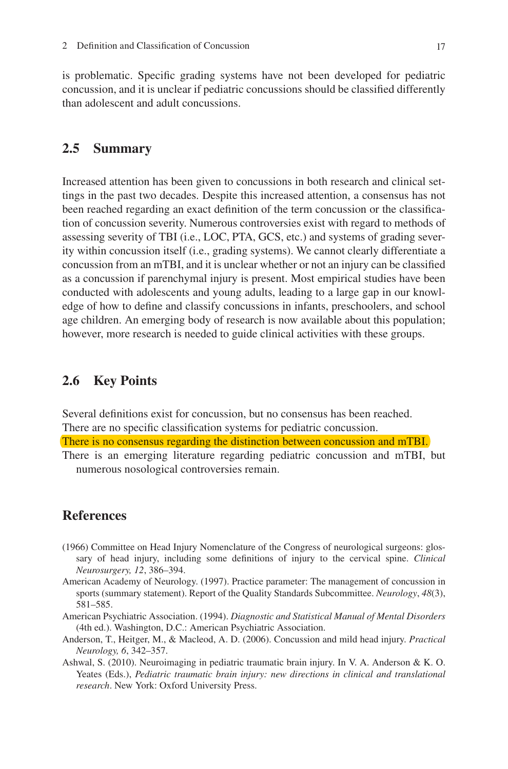is problematic. Specific grading systems have not been developed for pediatric concussion, and it is unclear if pediatric concussions should be classified differently than adolescent and adult concussions.

## 2.5 Summary

Increased attention has been given to concussions in both research and clinical settings in the past two decades. Despite this increased attention, a consensus has not been reached regarding an exact definition of the term concussion or the classification of concussion severity. Numerous controversies exist with regard to methods of assessing severity of TBI (i.e., LOC, PTA, GCS, etc.) and systems of grading severity within concussion itself (i.e., grading systems). We cannot clearly differentiate a concussion from an mTBI, and it is unclear whether or not an injury can be classified as a concussion if parenchymal injury is present. Most empirical studies have been conducted with adolescents and young adults, leading to a large gap in our knowledge of how to define and classify concussions in infants, preschoolers, and school age children. An emerging body of research is now available about this population; however, more research is needed to guide clinical activities with these groups.

## 2.6 Key Points

Several definitions exist for concussion, but no consensus has been reached.
There are no specific classification systems for pediatric concussion.
There is no consensus regarding the distinction between concussion and mTBI.
There is an emerging literature regarding pediatric concussion and mTBI, but numerous nosological controversies remain.

## References

(1966) Committee on Head Injury Nomenclature of the Congress of neurological surgeons: glossary of head injury, including some definitions of injury to the cervical spine. *Clinical Neurosurgery, 12*, 386–394.

American Academy of Neurology. (1997). Practice parameter: The management of concussion in sports (summary statement). Report of the Quality Standards Subcommittee. *Neurology*, *48*(3), 581–585.

American Psychiatric Association. (1994). *Diagnostic and Statistical Manual of Mental Disorders* (4th ed.). Washington, D.C.: American Psychiatric Association.

Anderson, T., Heitger, M., & Macleod, A. D. (2006). Concussion and mild head injury. *Practical Neurology, 6*, 342–357.

Ashwal, S. (2010). Neuroimaging in pediatric traumatic brain injury. In V. A. Anderson & K. O. Yeates (Eds.), *Pediatric traumatic brain injury: new directions in clinical and translational research*. New York: Oxford University Press.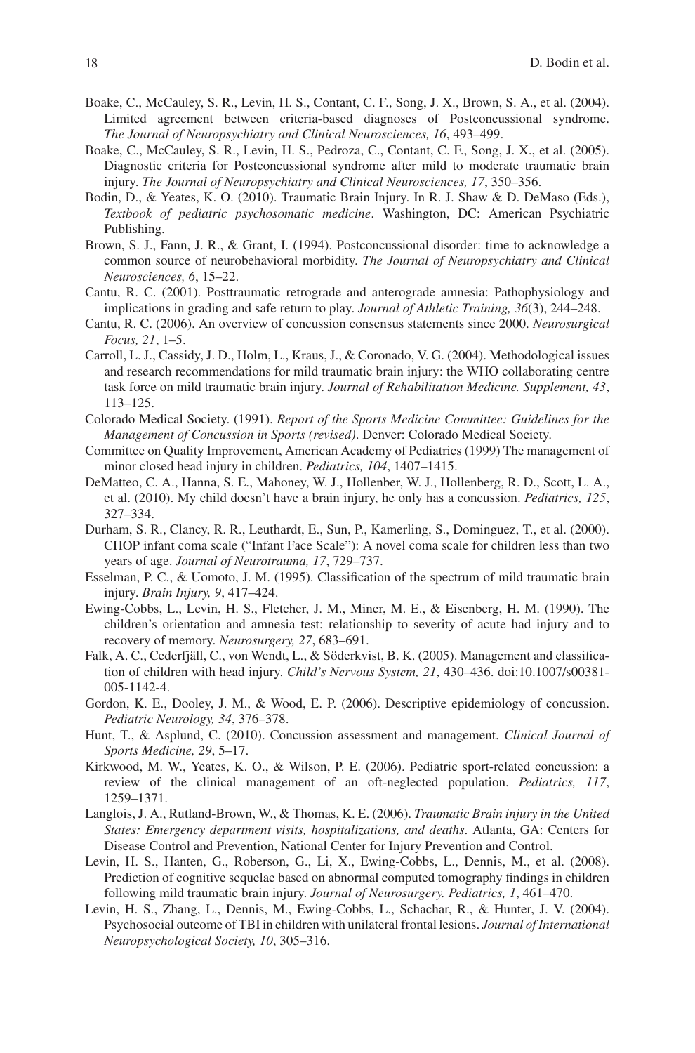Boake, C., McCauley, S. R., Levin, H. S., Contant, C. F., Song, J. X., Brown, S. A., et al. (2004). Limited agreement between criteria-based diagnoses of Postconcussional syndrome. *The Journal of Neuropsychiatry and Clinical Neurosciences, 16*, 493–499.

Boake, C., McCauley, S. R., Levin, H. S., Pedroza, C., Contant, C. F., Song, J. X., et al. (2005). Diagnostic criteria for Postconcussional syndrome after mild to moderate traumatic brain injury. *The Journal of Neuropsychiatry and Clinical Neurosciences, 17*, 350–356.

Bodin, D., & Yeates, K. O. (2010). Traumatic Brain Injury. In R. J. Shaw & D. DeMaso (Eds.), *Textbook of pediatric psychosomatic medicine*. Washington, DC: American Psychiatric Publishing.

Brown, S. J., Fann, J. R., & Grant, I. (1994). Postconcussional disorder: time to acknowledge a common source of neurobehavioral morbidity. *The Journal of Neuropsychiatry and Clinical Neurosciences, 6*, 15–22.

Cantu, R. C. (2001). Posttraumatic retrograde and anterograde amnesia: Pathophysiology and implications in grading and safe return to play. *Journal of Athletic Training, 36*(3), 244–248.

Cantu, R. C. (2006). An overview of concussion consensus statements since 2000. *Neurosurgical Focus, 21*, 1–5.

Carroll, L. J., Cassidy, J. D., Holm, L., Kraus, J., & Coronado, V. G. (2004). Methodological issues and research recommendations for mild traumatic brain injury: the WHO collaborating centre task force on mild traumatic brain injury. *Journal of Rehabilitation Medicine. Supplement, 43*, 113–125.

Colorado Medical Society. (1991). *Report of the Sports Medicine Committee: Guidelines for the Management of Concussion in Sports (revised)*. Denver: Colorado Medical Society.

Committee on Quality Improvement, American Academy of Pediatrics (1999) The management of minor closed head injury in children. *Pediatrics, 104*, 1407–1415.

DeMatteo, C. A., Hanna, S. E., Mahoney, W. J., Hollenber, W. J., Hollenberg, R. D., Scott, L. A., et al. (2010). My child doesn't have a brain injury, he only has a concussion. *Pediatrics, 125*, 327–334.

Durham, S. R., Clancy, R. R., Leuthardt, E., Sun, P., Kamerling, S., Dominguez, T., et al. (2000). CHOP infant coma scale ("Infant Face Scale"): A novel coma scale for children less than two years of age. *Journal of Neurotrauma, 17*, 729–737.

Esselman, P. C., & Uomoto, J. M. (1995). Classification of the spectrum of mild traumatic brain injury. *Brain Injury, 9*, 417–424.

Ewing-Cobbs, L., Levin, H. S., Fletcher, J. M., Miner, M. E., & Eisenberg, H. M. (1990). The children's orientation and amnesia test: relationship to severity of acute had injury and to recovery of memory. *Neurosurgery, 27*, 683–691.

Falk, A. C., Cederfjäll, C., von Wendt, L., & Söderkvist, B. K. (2005). Management and classification of children with head injury. *Child's Nervous System, 21*, 430–436. doi:10.1007/s00381-005-1142-4.

Gordon, K. E., Dooley, J. M., & Wood, E. P. (2006). Descriptive epidemiology of concussion. *Pediatric Neurology, 34*, 376–378.

Hunt, T., & Asplund, C. (2010). Concussion assessment and management. *Clinical Journal of Sports Medicine, 29*, 5–17.

Kirkwood, M. W., Yeates, K. O., & Wilson, P. E. (2006). Pediatric sport-related concussion: a review of the clinical management of an oft-neglected population. *Pediatrics, 117*, 1259–1371.

Langlois, J. A., Rutland-Brown, W., & Thomas, K. E. (2006). *Traumatic Brain injury in the United States: Emergency department visits, hospitalizations, and deaths*. Atlanta, GA: Centers for Disease Control and Prevention, National Center for Injury Prevention and Control.

Levin, H. S., Hanten, G., Roberson, G., Li, X., Ewing-Cobbs, L., Dennis, M., et al. (2008). Prediction of cognitive sequelae based on abnormal computed tomography findings in children following mild traumatic brain injury. *Journal of Neurosurgery. Pediatrics, 1*, 461–470.

Levin, H. S., Zhang, L., Dennis, M., Ewing-Cobbs, L., Schachar, R., & Hunter, J. V. (2004). Psychosocial outcome of TBI in children with unilateral frontal lesions. *Journal of International Neuropsychological Society, 10*, 305–316.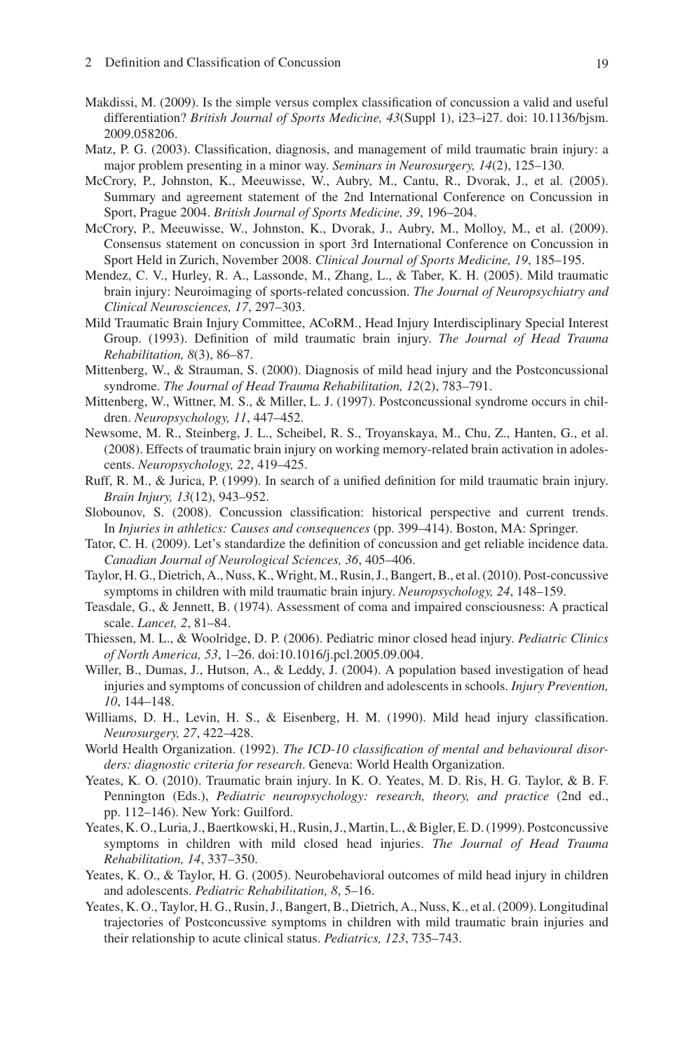Makdissi, M. (2009). Is the simple versus complex classification of concussion a valid and useful differentiation? *British Journal of Sports Medicine, 43*(Suppl 1), i23–i27. doi: 10.1136/bjsm.2009.058206.

Matz, P. G. (2003). Classification, diagnosis, and management of mild traumatic brain injury: a major problem presenting in a minor way. *Seminars in Neurosurgery, 14*(2), 125–130.

McCrory, P., Johnston, K., Meeuwisse, W., Aubry, M., Cantu, R., Dvorak, J., et al. (2005). Summary and agreement statement of the 2nd International Conference on Concussion in Sport, Prague 2004. *British Journal of Sports Medicine, 39*, 196–204.

McCrory, P., Meeuwisse, W., Johnston, K., Dvorak, J., Aubry, M., Molloy, M., et al. (2009). Consensus statement on concussion in sport 3rd International Conference on Concussion in Sport Held in Zurich, November 2008. *Clinical Journal of Sports Medicine, 19*, 185–195.

Mendez, C. V., Hurley, R. A., Lassonde, M., Zhang, L., & Taber, K. H. (2005). Mild traumatic brain injury: Neuroimaging of sports-related concussion. *The Journal of Neuropsychiatry and Clinical Neurosciences, 17*, 297–303.

Mild Traumatic Brain Injury Committee, ACoRM., Head Injury Interdisciplinary Special Interest Group. (1993). Definition of mild traumatic brain injury. *The Journal of Head Trauma Rehabilitation, 8*(3), 86–87.

Mittenberg, W., & Strauman, S. (2000). Diagnosis of mild head injury and the Postconcussional syndrome. *The Journal of Head Trauma Rehabilitation, 12*(2), 783–791.

Mittenberg, W., Wittner, M. S., & Miller, L. J. (1997). Postconcussional syndrome occurs in children. *Neuropsychology, 11*, 447–452.

Newsome, M. R., Steinberg, J. L., Scheibel, R. S., Troyanskaya, M., Chu, Z., Hanten, G., et al. (2008). Effects of traumatic brain injury on working memory-related brain activation in adolescents. *Neuropsychology, 22*, 419–425.

Ruff, R. M., & Jurica, P. (1999). In search of a unified definition for mild traumatic brain injury. *Brain Injury, 13*(12), 943–952.

Slobounov, S. (2008). Concussion classification: historical perspective and current trends. In *Injuries in athletics: Causes and consequences* (pp. 399–414). Boston, MA: Springer.

Tator, C. H. (2009). Let's standardize the definition of concussion and get reliable incidence data. *Canadian Journal of Neurological Sciences, 36*, 405–406.

Taylor, H. G., Dietrich, A., Nuss, K., Wright, M., Rusin, J., Bangert, B., et al. (2010). Post-concussive symptoms in children with mild traumatic brain injury. *Neuropsychology, 24*, 148–159.

Teasdale, G., & Jennett, B. (1974). Assessment of coma and impaired consciousness: A practical scale. *Lancet, 2*, 81–84.

Thiessen, M. L., & Woolridge, D. P. (2006). Pediatric minor closed head injury. *Pediatric Clinics of North America, 53*, 1–26. doi:10.1016/j.pcl.2005.09.004.

Willer, B., Dumas, J., Hutson, A., & Leddy, J. (2004). A population based investigation of head injuries and symptoms of concussion of children and adolescents in schools. *Injury Prevention, 10*, 144–148.

Williams, D. H., Levin, H. S., & Eisenberg, H. M. (1990). Mild head injury classification. *Neurosurgery, 27*, 422–428.

World Health Organization. (1992). *The ICD-10 classification of mental and behavioural disorders: diagnostic criteria for research*. Geneva: World Health Organization.

Yeates, K. O. (2010). Traumatic brain injury. In K. O. Yeates, M. D. Ris, H. G. Taylor, & B. F. Pennington (Eds.), *Pediatric neuropsychology: research, theory, and practice* (2nd ed., pp. 112–146). New York: Guilford.

Yeates, K. O., Luria, J., Baertkowski, H., Rusin, J., Martin, L., & Bigler, E. D. (1999). Postconcussive symptoms in children with mild closed head injuries. *The Journal of Head Trauma Rehabilitation, 14*, 337–350.

Yeates, K. O., & Taylor, H. G. (2005). Neurobehavioral outcomes of mild head injury in children and adolescents. *Pediatric Rehabilitation, 8*, 5–16.

Yeates, K. O., Taylor, H. G., Rusin, J., Bangert, B., Dietrich, A., Nuss, K., et al. (2009). Longitudinal trajectories of Postconcussive symptoms in children with mild traumatic brain injuries and their relationship to acute clinical status. *Pediatrics, 123*, 735–743.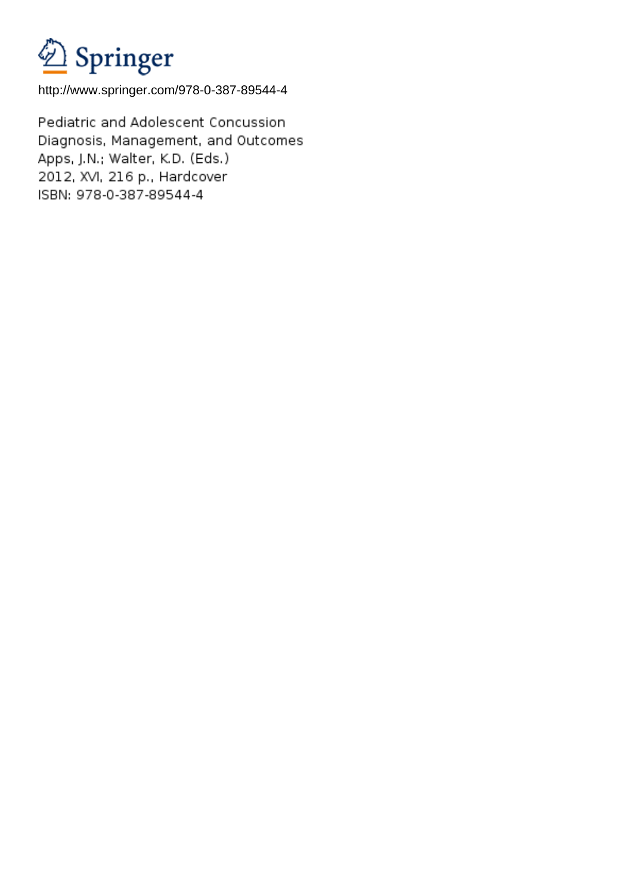Springer

http://www.springer.com/978-0-387-89544-4

Pediatric and Adolescent Concussion
Diagnosis, Management, and Outcomes
Apps, J.N.; Walter, K.D. (Eds.)
2012, XVI, 216 p., Hardcover
ISBN: 978-0-387-89544-4